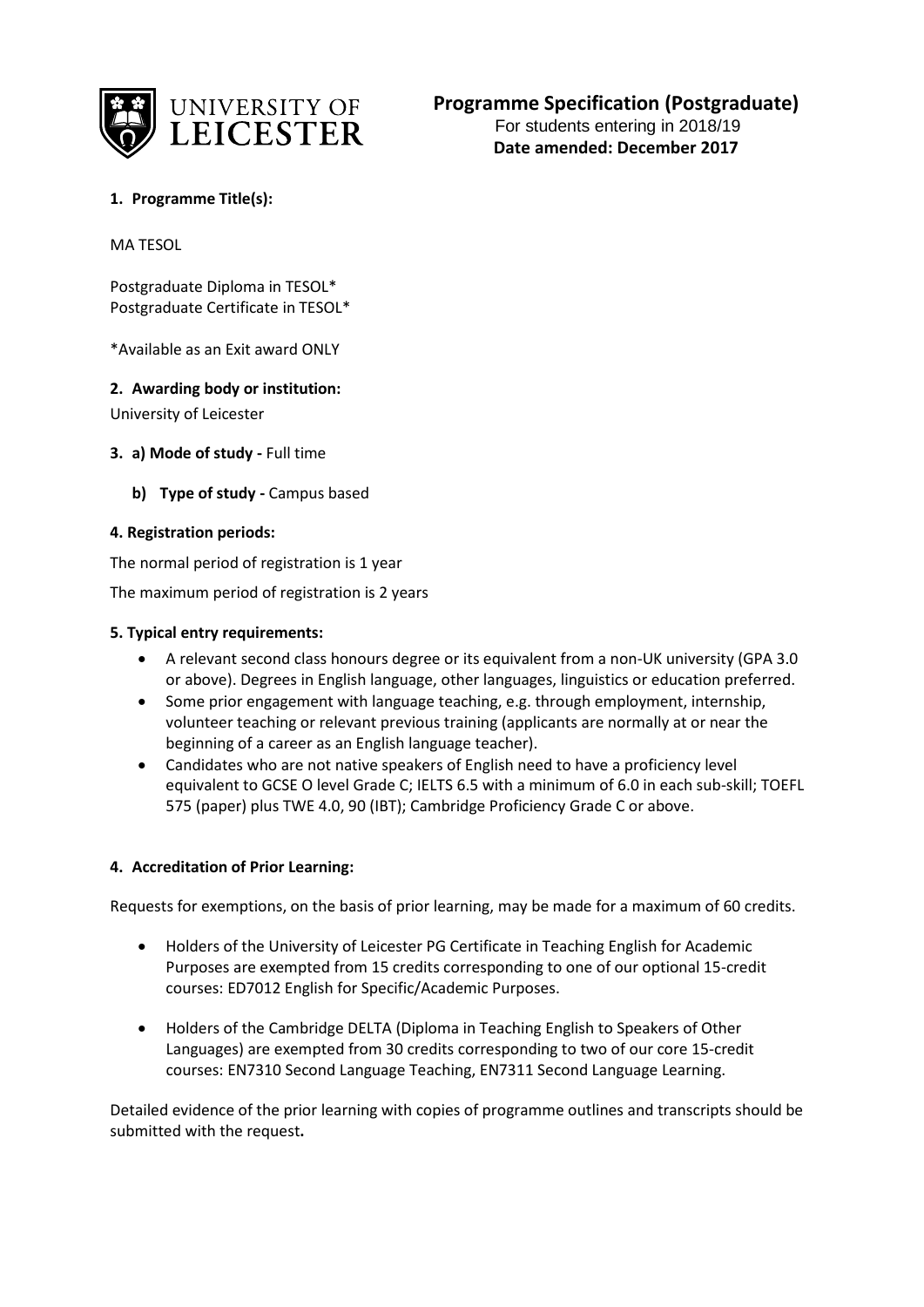# Programme Specification (Postgraduate)

For students entering in 2018/19

**Date amended: December 2017**

## 1. Programme Title(s):

MA TESOL

Postgraduate Diploma in TESOL*
Postgraduate Certificate in TESOL*

*Available as an Exit award ONLY

## 2. Awarding body or institution:

University of Leicester

## 3. a) Mode of study - Full time

### b) Type of study - Campus based

## 4. Registration periods:

The normal period of registration is 1 year

The maximum period of registration is 2 years

## 5. Typical entry requirements:

- A relevant second class honours degree or its equivalent from a non-UK university (GPA 3.0 or above). Degrees in English language, other languages, linguistics or education preferred.
- Some prior engagement with language teaching, e.g. through employment, internship, volunteer teaching or relevant previous training (applicants are normally at or near the beginning of a career as an English language teacher).
- Candidates who are not native speakers of English need to have a proficiency level equivalent to GCSE O level Grade C; IELTS 6.5 with a minimum of 6.0 in each sub-skill; TOEFL 575 (paper) plus TWE 4.0, 90 (IBT); Cambridge Proficiency Grade C or above.

## 4. Accreditation of Prior Learning:

Requests for exemptions, on the basis of prior learning, may be made for a maximum of 60 credits.

- Holders of the University of Leicester PG Certificate in Teaching English for Academic Purposes are exempted from 15 credits corresponding to one of our optional 15-credit courses: ED7012 English for Specific/Academic Purposes.
- Holders of the Cambridge DELTA (Diploma in Teaching English to Speakers of Other Languages) are exempted from 30 credits corresponding to two of our core 15-credit courses: EN7310 Second Language Teaching, EN7311 Second Language Learning.

Detailed evidence of the prior learning with copies of programme outlines and transcripts should be submitted with the request**.**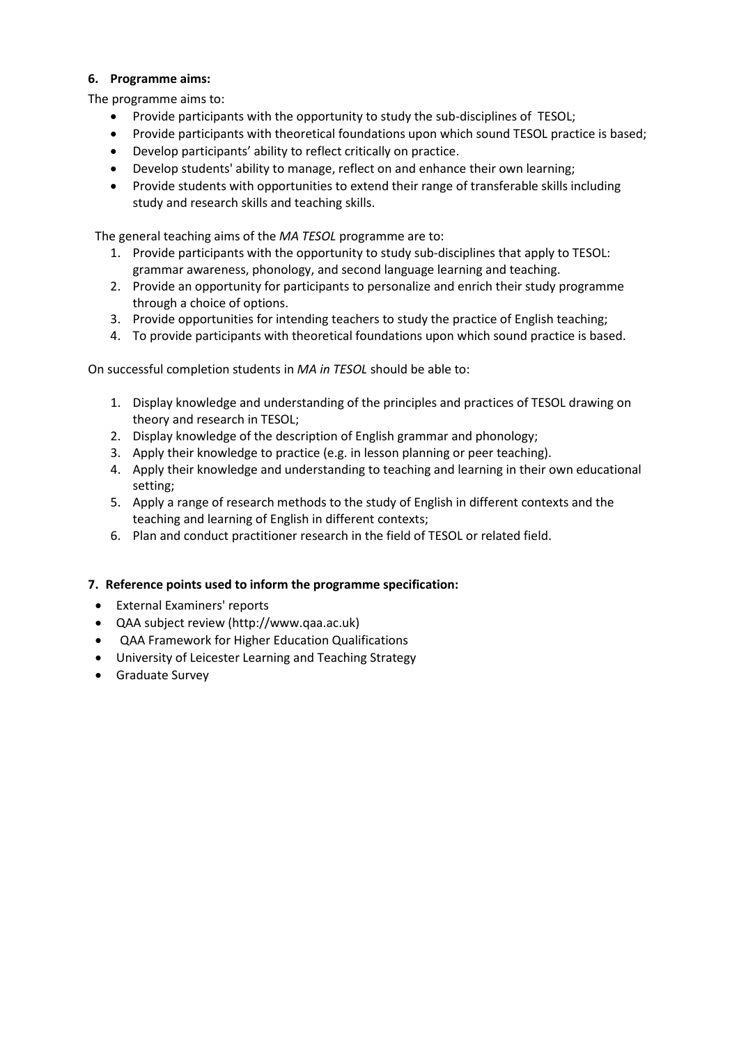### 6. Programme aims:

The programme aims to:

- Provide participants with the opportunity to study the sub-disciplines of TESOL;
- Provide participants with theoretical foundations upon which sound TESOL practice is based;
- Develop participants' ability to reflect critically on practice.
- Develop students' ability to manage, reflect on and enhance their own learning;
- Provide students with opportunities to extend their range of transferable skills including study and research skills and teaching skills.

The general teaching aims of the *MA TESOL* programme are to:

1. Provide participants with the opportunity to study sub-disciplines that apply to TESOL: grammar awareness, phonology, and second language learning and teaching.
2. Provide an opportunity for participants to personalize and enrich their study programme through a choice of options.
3. Provide opportunities for intending teachers to study the practice of English teaching;
4. To provide participants with theoretical foundations upon which sound practice is based.

On successful completion students in *MA in TESOL* should be able to:

1. Display knowledge and understanding of the principles and practices of TESOL drawing on theory and research in TESOL;
2. Display knowledge of the description of English grammar and phonology;
3. Apply their knowledge to practice (e.g. in lesson planning or peer teaching).
4. Apply their knowledge and understanding to teaching and learning in their own educational setting;
5. Apply a range of research methods to the study of English in different contexts and the teaching and learning of English in different contexts;
6. Plan and conduct practitioner research in the field of TESOL or related field.

### 7. Reference points used to inform the programme specification:

- External Examiners' reports
- QAA subject review (http://www.qaa.ac.uk)
- QAA Framework for Higher Education Qualifications
- University of Leicester Learning and Teaching Strategy
- Graduate Survey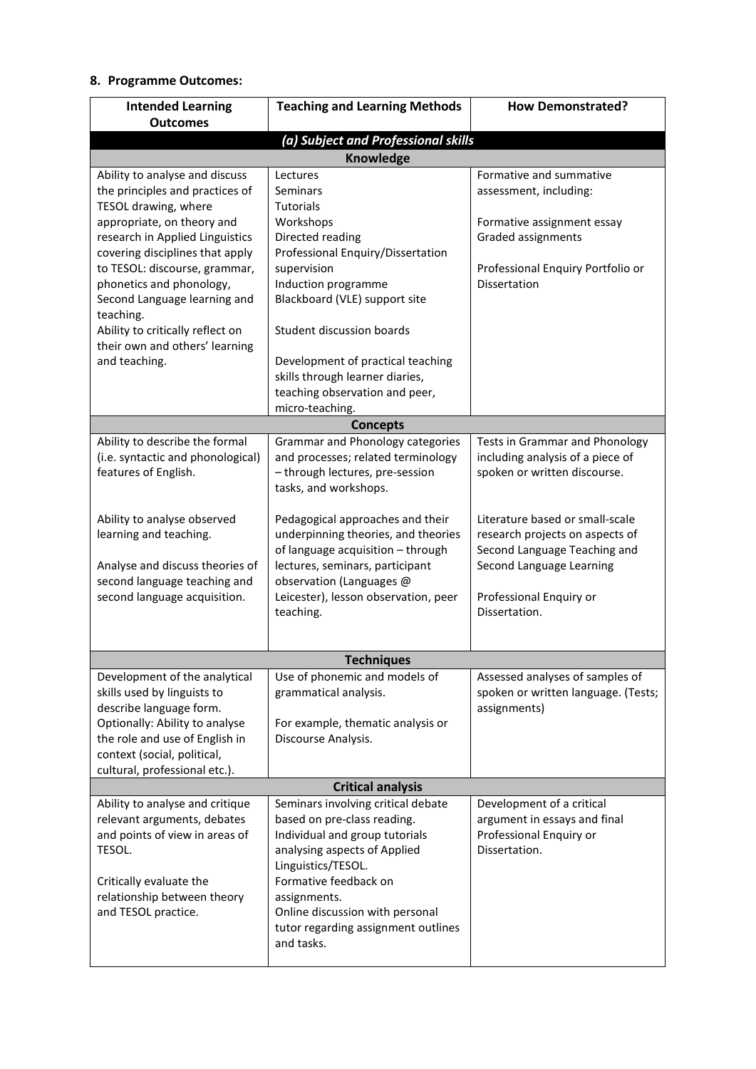## 8. Programme Outcomes:

| Intended Learning Outcomes | Teaching and Learning Methods | How Demonstrated? |
| --- | --- | --- |
| ***(a) Subject and Professional skills*** | | |
| **Knowledge** | | |
| Ability to analyse and discuss the principles and practices of TESOL drawing, where appropriate, on theory and research in Applied Linguistics covering disciplines that apply to TESOL: discourse, grammar, phonetics and phonology, Second Language learning and teaching.<br>Ability to critically reflect on their own and others' learning and teaching. | Lectures<br>Seminars<br>Tutorials<br>Workshops<br>Directed reading<br>Professional Enquiry/Dissertation supervision<br>Induction programme<br>Blackboard (VLE) support site<br><br>Student discussion boards<br><br>Development of practical teaching skills through learner diaries, teaching observation and peer, micro-teaching. | Formative and summative assessment, including:<br><br>Formative assignment essay<br>Graded assignments<br><br>Professional Enquiry Portfolio or Dissertation |
| **Concepts** | | |
| Ability to describe the formal (i.e. syntactic and phonological) features of English.<br><br>Ability to analyse observed learning and teaching.<br><br>Analyse and discuss theories of second language teaching and second language acquisition. | Grammar and Phonology categories and processes; related terminology – through lectures, pre-session tasks, and workshops.<br><br>Pedagogical approaches and their underpinning theories, and theories of language acquisition – through lectures, seminars, participant observation (Languages @ Leicester), lesson observation, peer teaching. | Tests in Grammar and Phonology including analysis of a piece of spoken or written discourse.<br><br>Literature based or small-scale research projects on aspects of Second Language Teaching and Second Language Learning<br><br>Professional Enquiry or Dissertation. |
| **Techniques** | | |
| Development of the analytical skills used by linguists to describe language form.<br>Optionally: Ability to analyse the role and use of English in context (social, political, cultural, professional etc.). | Use of phonemic and models of grammatical analysis.<br><br>For example, thematic analysis or Discourse Analysis. | Assessed analyses of samples of spoken or written language. (Tests; assignments) |
| **Critical analysis** | | |
| Ability to analyse and critique relevant arguments, debates and points of view in areas of TESOL.<br><br>Critically evaluate the relationship between theory and TESOL practice. | Seminars involving critical debate based on pre-class reading.<br>Individual and group tutorials analysing aspects of Applied Linguistics/TESOL.<br>Formative feedback on assignments.<br>Online discussion with personal tutor regarding assignment outlines and tasks. | Development of a critical argument in essays and final Professional Enquiry or Dissertation. |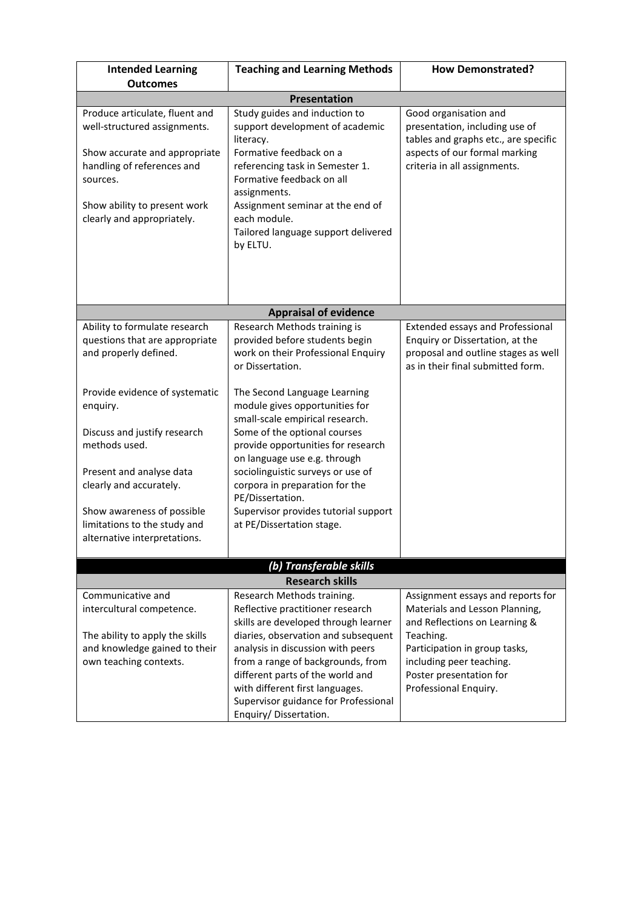| Intended Learning Outcomes | Teaching and Learning Methods | How Demonstrated? |
| --- | --- | --- |
| **Presentation** | | |
| Produce articulate, fluent and well-structured assignments.<br><br>Show accurate and appropriate handling of references and sources.<br><br>Show ability to present work clearly and appropriately. | Study guides and induction to support development of academic literacy.<br>Formative feedback on a referencing task in Semester 1.<br>Formative feedback on all assignments.<br>Assignment seminar at the end of each module.<br>Tailored language support delivered by ELTU. | Good organisation and presentation, including use of tables and graphs etc., are specific aspects of our formal marking criteria in all assignments. |
| **Appraisal of evidence** | | |
| Ability to formulate research questions that are appropriate and properly defined.<br><br>Provide evidence of systematic enquiry.<br><br>Discuss and justify research methods used.<br><br>Present and analyse data clearly and accurately.<br><br>Show awareness of possible limitations to the study and alternative interpretations. | Research Methods training is provided before students begin work on their Professional Enquiry or Dissertation.<br><br>The Second Language Learning module gives opportunities for small-scale empirical research.<br>Some of the optional courses provide opportunities for research on language use e.g. through sociolinguistic surveys or use of corpora in preparation for the PE/Dissertation.<br>Supervisor provides tutorial support at PE/Dissertation stage. | Extended essays and Professional Enquiry or Dissertation, at the proposal and outline stages as well as in their final submitted form. |
| ***(b) Transferable skills*** | | |
| **Research skills** | | |
| Communicative and intercultural competence.<br><br>The ability to apply the skills and knowledge gained to their own teaching contexts. | Research Methods training.<br>Reflective practitioner research skills are developed through learner diaries, observation and subsequent analysis in discussion with peers from a range of backgrounds, from different parts of the world and with different first languages.<br>Supervisor guidance for Professional Enquiry/ Dissertation. | Assignment essays and reports for Materials and Lesson Planning, and Reflections on Learning & Teaching.<br>Participation in group tasks, including peer teaching.<br>Poster presentation for Professional Enquiry. |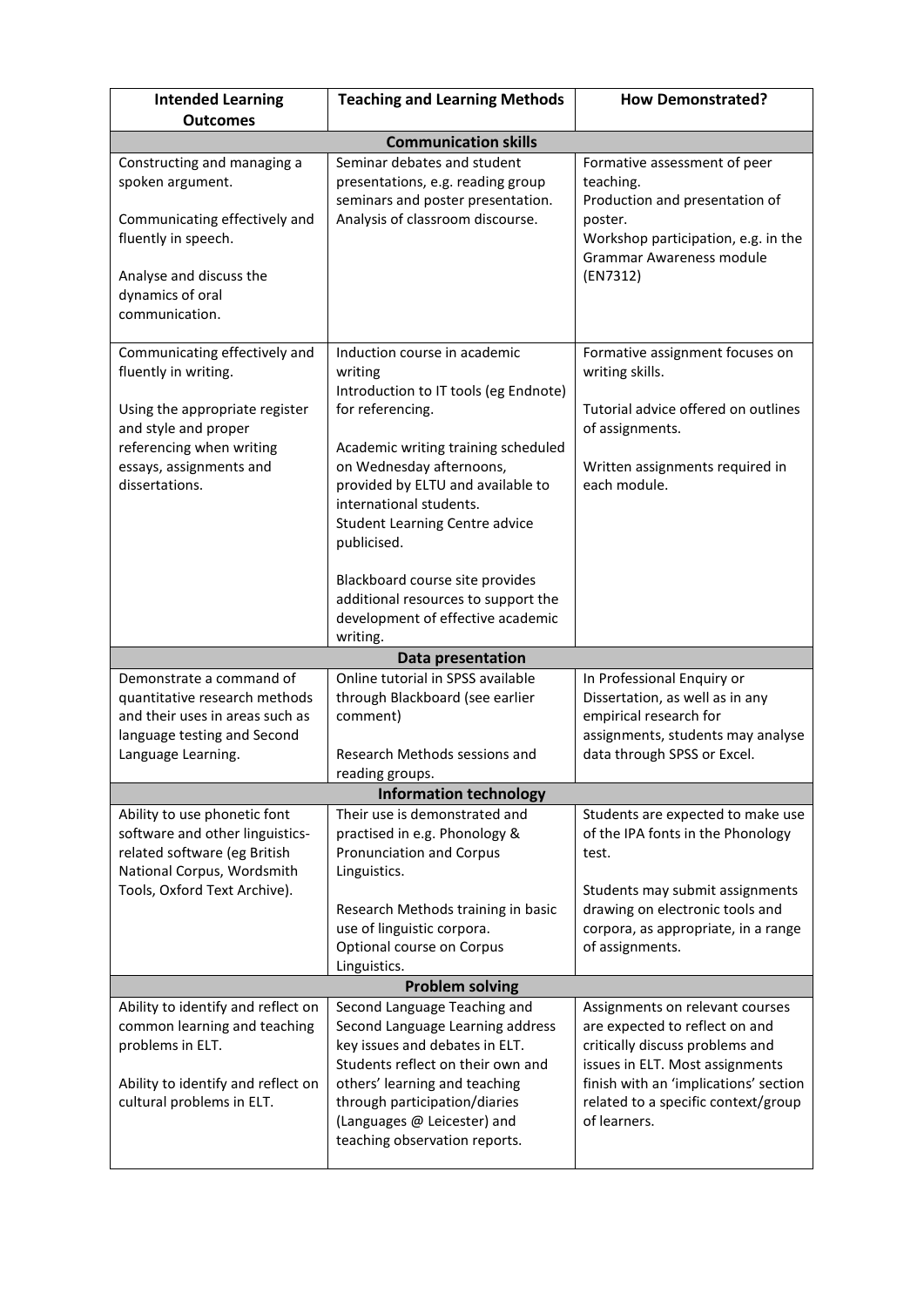| Intended Learning Outcomes | Teaching and Learning Methods | How Demonstrated? |
|---|---|---|
| **Communication skills** | | |
| Constructing and managing a spoken argument.<br><br>Communicating effectively and fluently in speech.<br><br>Analyse and discuss the dynamics of oral communication. | Seminar debates and student presentations, e.g. reading group seminars and poster presentation.<br>Analysis of classroom discourse. | Formative assessment of peer teaching.<br>Production and presentation of poster.<br>Workshop participation, e.g. in the Grammar Awareness module (EN7312) |
| Communicating effectively and fluently in writing.<br><br>Using the appropriate register and style and proper referencing when writing essays, assignments and dissertations. | Induction course in academic writing<br>Introduction to IT tools (eg Endnote) for referencing.<br><br>Academic writing training scheduled on Wednesday afternoons, provided by ELTU and available to international students.<br>Student Learning Centre advice publicised.<br><br>Blackboard course site provides additional resources to support the development of effective academic writing. | Formative assignment focuses on writing skills.<br><br>Tutorial advice offered on outlines of assignments.<br><br>Written assignments required in each module. |
| **Data presentation** | | |
| Demonstrate a command of quantitative research methods and their uses in areas such as language testing and Second Language Learning. | Online tutorial in SPSS available through Blackboard (see earlier comment)<br><br>Research Methods sessions and reading groups. | In Professional Enquiry or Dissertation, as well as in any empirical research for assignments, students may analyse data through SPSS or Excel. |
| **Information technology** | | |
| Ability to use phonetic font software and other linguistics-related software (eg British National Corpus, Wordsmith Tools, Oxford Text Archive). | Their use is demonstrated and practised in e.g. Phonology & Pronunciation and Corpus Linguistics.<br><br>Research Methods training in basic use of linguistic corpora.<br>Optional course on Corpus Linguistics. | Students are expected to make use of the IPA fonts in the Phonology test.<br><br>Students may submit assignments drawing on electronic tools and corpora, as appropriate, in a range of assignments. |
| **Problem solving** | | |
| Ability to identify and reflect on common learning and teaching problems in ELT.<br><br>Ability to identify and reflect on cultural problems in ELT. | Second Language Teaching and Second Language Learning address key issues and debates in ELT.<br>Students reflect on their own and others' learning and teaching through participation/diaries (Languages @ Leicester) and teaching observation reports. | Assignments on relevant courses are expected to reflect on and critically discuss problems and issues in ELT. Most assignments finish with an 'implications' section related to a specific context/group of learners. |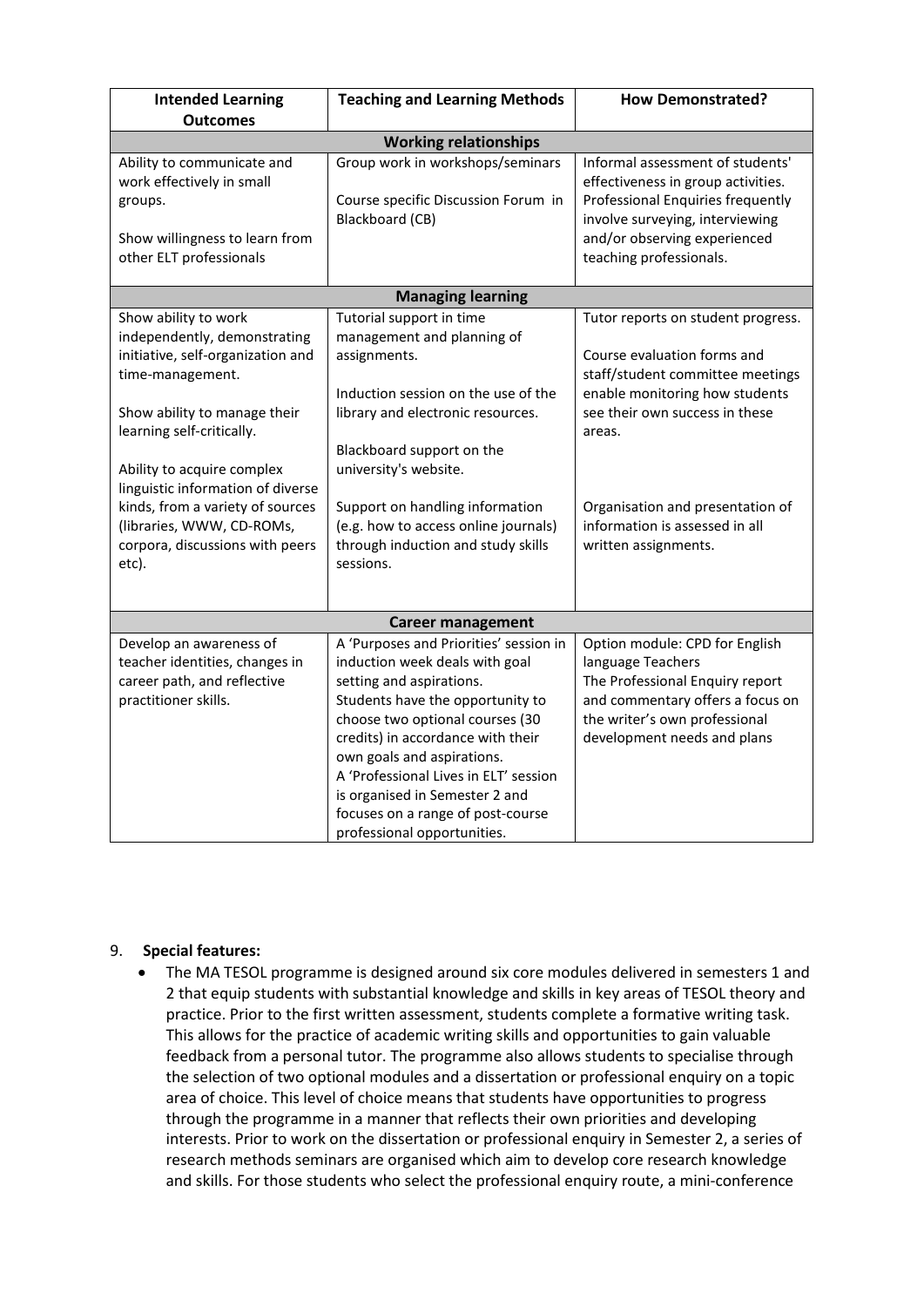| Intended Learning Outcomes | Teaching and Learning Methods | How Demonstrated? |
|---|---|---|
| **Working relationships** | | |
| Ability to communicate and work effectively in small groups.<br><br>Show willingness to learn from other ELT professionals | Group work in workshops/seminars<br><br>Course specific Discussion Forum in Blackboard (CB) | Informal assessment of students' effectiveness in group activities. Professional Enquiries frequently involve surveying, interviewing and/or observing experienced teaching professionals. |
| **Managing learning** | | |
| Show ability to work independently, demonstrating initiative, self-organization and time-management.<br><br>Show ability to manage their learning self-critically.<br><br>Ability to acquire complex linguistic information of diverse kinds, from a variety of sources (libraries, WWW, CD-ROMs, corpora, discussions with peers etc). | Tutorial support in time management and planning of assignments.<br><br>Induction session on the use of the library and electronic resources.<br><br>Blackboard support on the university's website.<br><br>Support on handling information (e.g. how to access online journals) through induction and study skills sessions. | Tutor reports on student progress.<br><br>Course evaluation forms and staff/student committee meetings enable monitoring how students see their own success in these areas.<br><br>Organisation and presentation of information is assessed in all written assignments. |
| **Career management** | | |
| Develop an awareness of teacher identities, changes in career path, and reflective practitioner skills. | A 'Purposes and Priorities' session in induction week deals with goal setting and aspirations.<br>Students have the opportunity to choose two optional courses (30 credits) in accordance with their own goals and aspirations.<br>A 'Professional Lives in ELT' session is organised in Semester 2 and focuses on a range of post-course professional opportunities. | Option module: CPD for English language Teachers<br>The Professional Enquiry report and commentary offers a focus on the writer's own professional development needs and plans |

9. **Special features:**

- The MA TESOL programme is designed around six core modules delivered in semesters 1 and 2 that equip students with substantial knowledge and skills in key areas of TESOL theory and practice. Prior to the first written assessment, students complete a formative writing task. This allows for the practice of academic writing skills and opportunities to gain valuable feedback from a personal tutor. The programme also allows students to specialise through the selection of two optional modules and a dissertation or professional enquiry on a topic area of choice. This level of choice means that students have opportunities to progress through the programme in a manner that reflects their own priorities and developing interests. Prior to work on the dissertation or professional enquiry in Semester 2, a series of research methods seminars are organised which aim to develop core research knowledge and skills. For those students who select the professional enquiry route, a mini-conference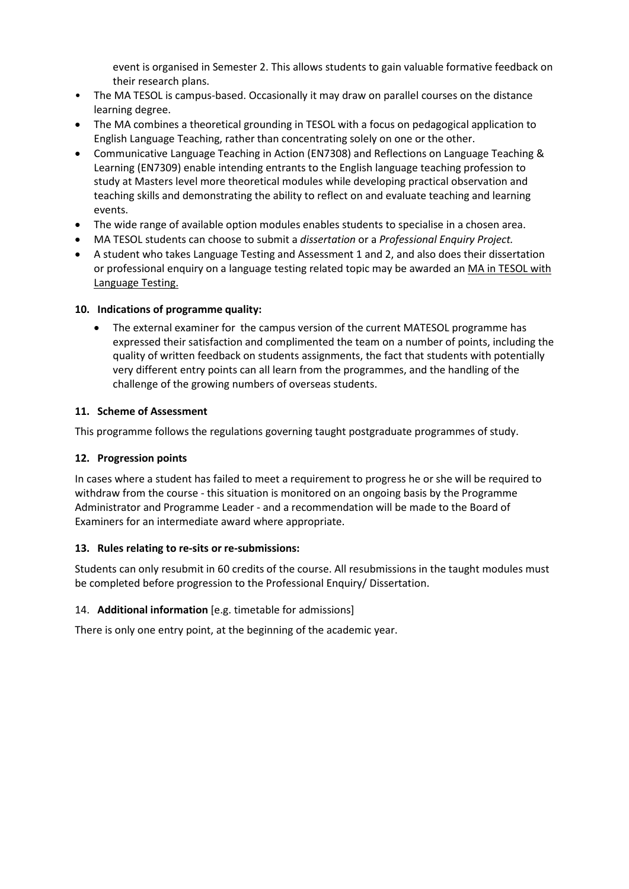event is organised in Semester 2. This allows students to gain valuable formative feedback on their research plans.

- The MA TESOL is campus-based. Occasionally it may draw on parallel courses on the distance learning degree.
- The MA combines a theoretical grounding in TESOL with a focus on pedagogical application to English Language Teaching, rather than concentrating solely on one or the other.
- Communicative Language Teaching in Action (EN7308) and Reflections on Language Teaching & Learning (EN7309) enable intending entrants to the English language teaching profession to study at Masters level more theoretical modules while developing practical observation and teaching skills and demonstrating the ability to reflect on and evaluate teaching and learning events.
- The wide range of available option modules enables students to specialise in a chosen area.
- MA TESOL students can choose to submit a *dissertation* or a *Professional Enquiry Project.*
- A student who takes Language Testing and Assessment 1 and 2, and also does their dissertation or professional enquiry on a language testing related topic may be awarded an MA in TESOL with Language Testing.

### 10. Indications of programme quality:

- The external examiner for the campus version of the current MATESOL programme has expressed their satisfaction and complimented the team on a number of points, including the quality of written feedback on students assignments, the fact that students with potentially very different entry points can all learn from the programmes, and the handling of the challenge of the growing numbers of overseas students.

### 11. Scheme of Assessment

This programme follows the regulations governing taught postgraduate programmes of study.

### 12. Progression points

In cases where a student has failed to meet a requirement to progress he or she will be required to withdraw from the course - this situation is monitored on an ongoing basis by the Programme Administrator and Programme Leader - and a recommendation will be made to the Board of Examiners for an intermediate award where appropriate.

### 13. Rules relating to re-sits or re-submissions:

Students can only resubmit in 60 credits of the course. All resubmissions in the taught modules must be completed before progression to the Professional Enquiry/ Dissertation.

### 14. **Additional information** [e.g. timetable for admissions]

There is only one entry point, at the beginning of the academic year.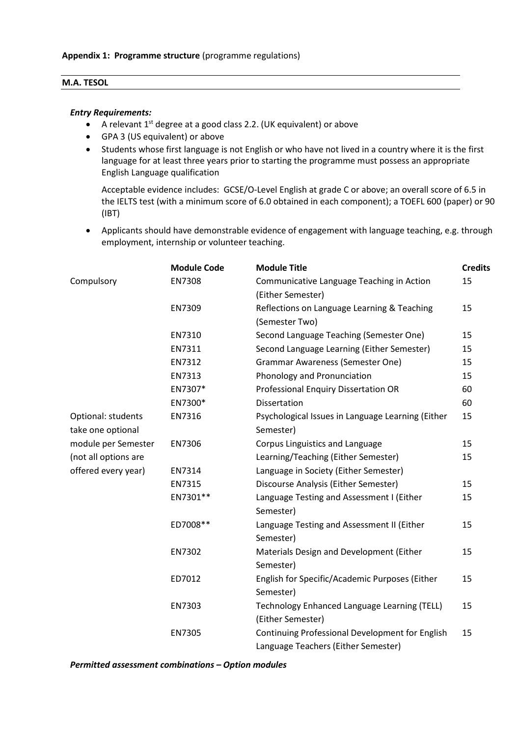**Appendix 1: Programme structure** (programme regulations)

**M.A. TESOL**

***Entry Requirements:***

- A relevant 1st degree at a good class 2.2. (UK equivalent) or above
- GPA 3 (US equivalent) or above
- Students whose first language is not English or who have not lived in a country where it is the first language for at least three years prior to starting the programme must possess an appropriate English Language qualification

  Acceptable evidence includes: GCSE/O-Level English at grade C or above; an overall score of 6.5 in the IELTS test (with a minimum score of 6.0 obtained in each component); a TOEFL 600 (paper) or 90 (IBT)

- Applicants should have demonstrable evidence of engagement with language teaching, e.g. through employment, internship or volunteer teaching.

| | Module Code | Module Title | Credits |
|---|---|---|---|
| Compulsory | EN7308 | Communicative Language Teaching in Action (Either Semester) | 15 |
| | EN7309 | Reflections on Language Learning & Teaching (Semester Two) | 15 |
| | EN7310 | Second Language Teaching (Semester One) | 15 |
| | EN7311 | Second Language Learning (Either Semester) | 15 |
| | EN7312 | Grammar Awareness (Semester One) | 15 |
| | EN7313 | Phonology and Pronunciation | 15 |
| | EN7307* | Professional Enquiry Dissertation OR | 60 |
| | EN7300* | Dissertation | 60 |
| Optional: students take one optional module per Semester (not all options are offered every year) | EN7316 | Psychological Issues in Language Learning (Either Semester) | 15 |
| | EN7306 | Corpus Linguistics and Language Learning/Teaching (Either Semester) | 15 |
| | EN7314 | Language in Society (Either Semester) | 15 |
| | EN7315 | Discourse Analysis (Either Semester) | 15 |
| | EN7301** | Language Testing and Assessment I (Either Semester) | 15 |
| | ED7008** | Language Testing and Assessment II (Either Semester) | 15 |
| | EN7302 | Materials Design and Development (Either Semester) | 15 |
| | ED7012 | English for Specific/Academic Purposes (Either Semester) | 15 |
| | EN7303 | Technology Enhanced Language Learning (TELL) (Either Semester) | 15 |
| | EN7305 | Continuing Professional Development for English Language Teachers (Either Semester) | 15 |

***Permitted assessment combinations – Option modules***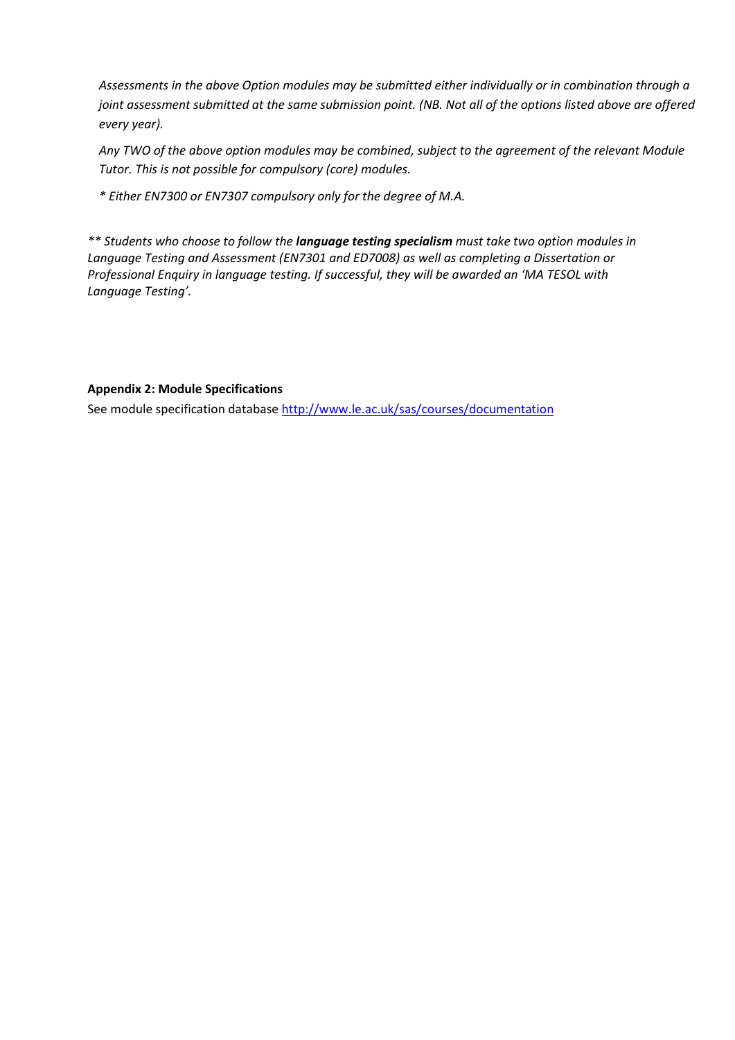*Assessments in the above Option modules may be submitted either individually or in combination through a joint assessment submitted at the same submission point. (NB. Not all of the options listed above are offered every year).*

*Any TWO of the above option modules may be combined, subject to the agreement of the relevant Module Tutor. This is not possible for compulsory (core) modules.*

*\* Either EN7300 or EN7307 compulsory only for the degree of M.A.*

*\*\* Students who choose to follow the **language testing specialism** must take two option modules in Language Testing and Assessment (EN7301 and ED7008) as well as completing a Dissertation or Professional Enquiry in language testing. If successful, they will be awarded an 'MA TESOL with Language Testing'.*

**Appendix 2: Module Specifications**

See module specification database [http://www.le.ac.uk/sas/courses/documentation](http://www.le.ac.uk/sas/courses/documentation)